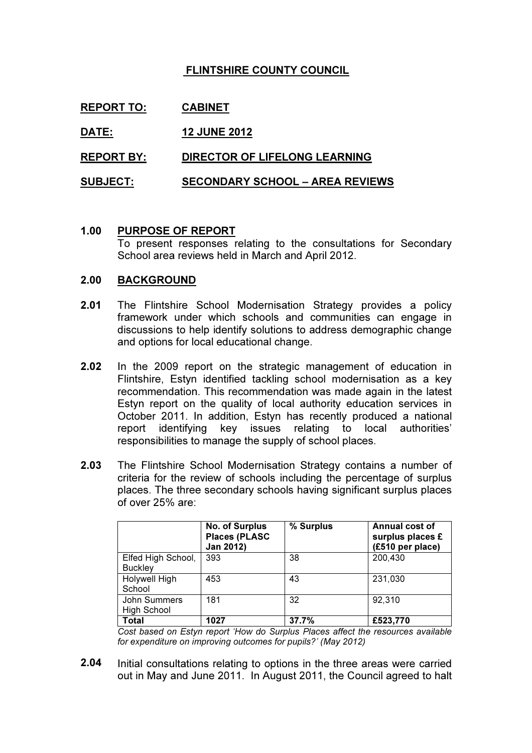# FLINTSHIRE COUNTY COUNCIL

**REPORT TO:** **CABINET**

**DATE:** **12 JUNE 2012**

**REPORT BY:** **DIRECTOR OF LIFELONG LEARNING**

**SUBJECT:** **SECONDARY SCHOOL – AREA REVIEWS**

## 1.00 PURPOSE OF REPORT

To present responses relating to the consultations for Secondary School area reviews held in March and April 2012.

## 2.00 BACKGROUND

**2.01** The Flintshire School Modernisation Strategy provides a policy framework under which schools and communities can engage in discussions to help identify solutions to address demographic change and options for local educational change.

**2.02** In the 2009 report on the strategic management of education in Flintshire, Estyn identified tackling school modernisation as a key recommendation. This recommendation was made again in the latest Estyn report on the quality of local authority education services in October 2011. In addition, Estyn has recently produced a national report identifying key issues relating to local authorities' responsibilities to manage the supply of school places.

**2.03** The Flintshire School Modernisation Strategy contains a number of criteria for the review of schools including the percentage of surplus places. The three secondary schools having significant surplus places of over 25% are:

| | **No. of Surplus Places (PLASC Jan 2012)** | **% Surplus** | **Annual cost of surplus places £ (£510 per place)** |
|---|---|---|---|
| Elfed High School, Buckley | 393 | 38 | 200,430 |
| Holywell High School | 453 | 43 | 231,030 |
| John Summers High School | 181 | 32 | 92,310 |
| **Total** | **1027** | **37.7%** | **£523,770** |

*Cost based on Estyn report 'How do Surplus Places affect the resources available for expenditure on improving outcomes for pupils?' (May 2012)*

**2.04** Initial consultations relating to options in the three areas were carried out in May and June 2011. In August 2011, the Council agreed to halt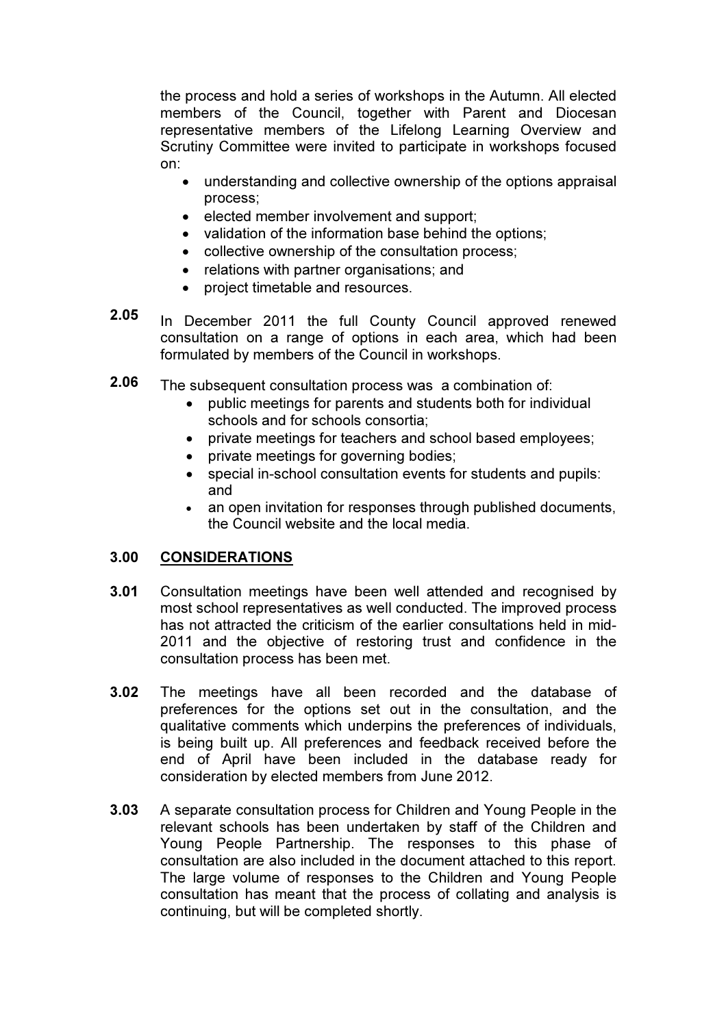the process and hold a series of workshops in the Autumn. All elected members of the Council, together with Parent and Diocesan representative members of the Lifelong Learning Overview and Scrutiny Committee were invited to participate in workshops focused on:

- understanding and collective ownership of the options appraisal process;
- elected member involvement and support;
- validation of the information base behind the options;
- collective ownership of the consultation process;
- relations with partner organisations; and
- project timetable and resources.

**2.05** In December 2011 the full County Council approved renewed consultation on a range of options in each area, which had been formulated by members of the Council in workshops.

**2.06** The subsequent consultation process was a combination of:

- public meetings for parents and students both for individual schools and for schools consortia;
- private meetings for teachers and school based employees;
- private meetings for governing bodies;
- special in-school consultation events for students and pupils: and
- an open invitation for responses through published documents, the Council website and the local media.

## 3.00 CONSIDERATIONS

**3.01** Consultation meetings have been well attended and recognised by most school representatives as well conducted. The improved process has not attracted the criticism of the earlier consultations held in mid-2011 and the objective of restoring trust and confidence in the consultation process has been met.

**3.02** The meetings have all been recorded and the database of preferences for the options set out in the consultation, and the qualitative comments which underpins the preferences of individuals, is being built up. All preferences and feedback received before the end of April have been included in the database ready for consideration by elected members from June 2012.

**3.03** A separate consultation process for Children and Young People in the relevant schools has been undertaken by staff of the Children and Young People Partnership. The responses to this phase of consultation are also included in the document attached to this report. The large volume of responses to the Children and Young People consultation has meant that the process of collating and analysis is continuing, but will be completed shortly.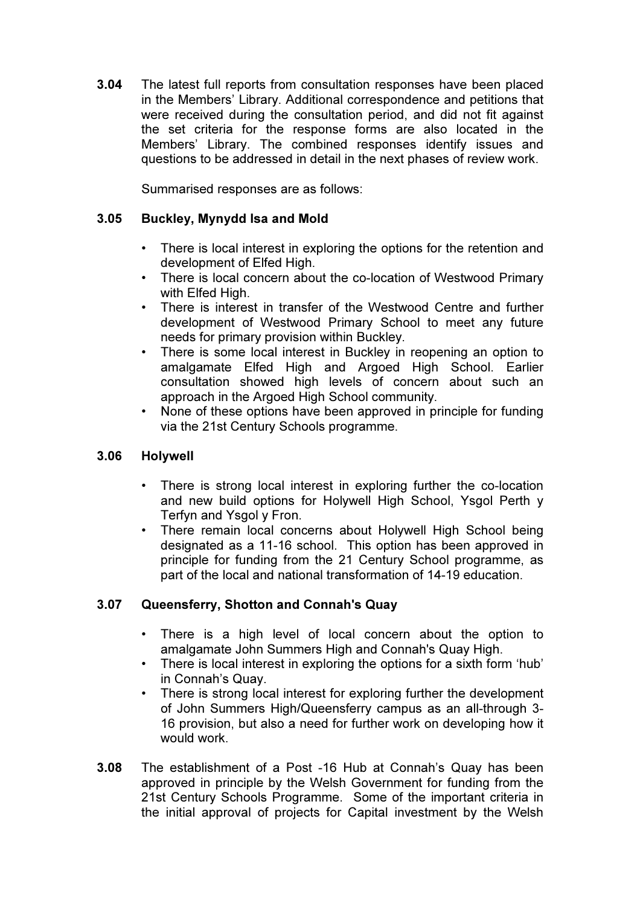**3.04** The latest full reports from consultation responses have been placed in the Members' Library. Additional correspondence and petitions that were received during the consultation period, and did not fit against the set criteria for the response forms are also located in the Members' Library. The combined responses identify issues and questions to be addressed in detail in the next phases of review work.

Summarised responses are as follows:

**3.05 Buckley, Mynydd Isa and Mold**

- There is local interest in exploring the options for the retention and development of Elfed High.
- There is local concern about the co-location of Westwood Primary with Elfed High.
- There is interest in transfer of the Westwood Centre and further development of Westwood Primary School to meet any future needs for primary provision within Buckley.
- There is some local interest in Buckley in reopening an option to amalgamate Elfed High and Argoed High School. Earlier consultation showed high levels of concern about such an approach in the Argoed High School community.
- None of these options have been approved in principle for funding via the 21st Century Schools programme.

**3.06 Holywell**

- There is strong local interest in exploring further the co-location and new build options for Holywell High School, Ysgol Perth y Terfyn and Ysgol y Fron.
- There remain local concerns about Holywell High School being designated as a 11-16 school. This option has been approved in principle for funding from the 21 Century School programme, as part of the local and national transformation of 14-19 education.

**3.07 Queensferry, Shotton and Connah's Quay**

- There is a high level of local concern about the option to amalgamate John Summers High and Connah's Quay High.
- There is local interest in exploring the options for a sixth form 'hub' in Connah's Quay.
- There is strong local interest for exploring further the development of John Summers High/Queensferry campus as an all-through 3-16 provision, but also a need for further work on developing how it would work.

**3.08** The establishment of a Post -16 Hub at Connah's Quay has been approved in principle by the Welsh Government for funding from the 21st Century Schools Programme. Some of the important criteria in the initial approval of projects for Capital investment by the Welsh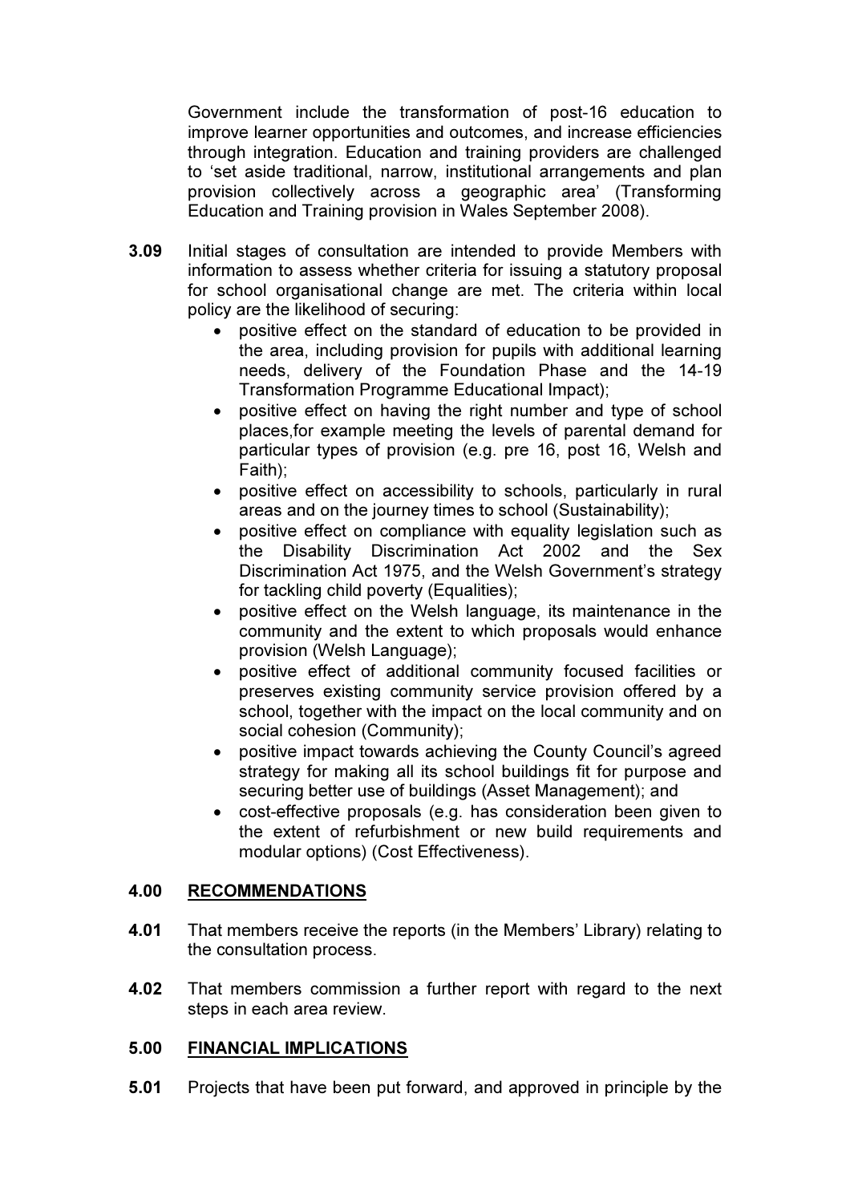Government include the transformation of post-16 education to improve learner opportunities and outcomes, and increase efficiencies through integration. Education and training providers are challenged to 'set aside traditional, narrow, institutional arrangements and plan provision collectively across a geographic area' (Transforming Education and Training provision in Wales September 2008).

**3.09** Initial stages of consultation are intended to provide Members with information to assess whether criteria for issuing a statutory proposal for school organisational change are met. The criteria within local policy are the likelihood of securing:

- positive effect on the standard of education to be provided in the area, including provision for pupils with additional learning needs, delivery of the Foundation Phase and the 14-19 Transformation Programme Educational Impact);
- positive effect on having the right number and type of school places,for example meeting the levels of parental demand for particular types of provision (e.g. pre 16, post 16, Welsh and Faith);
- positive effect on accessibility to schools, particularly in rural areas and on the journey times to school (Sustainability);
- positive effect on compliance with equality legislation such as the Disability Discrimination Act 2002 and the Sex Discrimination Act 1975, and the Welsh Government's strategy for tackling child poverty (Equalities);
- positive effect on the Welsh language, its maintenance in the community and the extent to which proposals would enhance provision (Welsh Language);
- positive effect of additional community focused facilities or preserves existing community service provision offered by a school, together with the impact on the local community and on social cohesion (Community);
- positive impact towards achieving the County Council's agreed strategy for making all its school buildings fit for purpose and securing better use of buildings (Asset Management); and
- cost-effective proposals (e.g. has consideration been given to the extent of refurbishment or new build requirements and modular options) (Cost Effectiveness).

## 4.00 RECOMMENDATIONS

**4.01** That members receive the reports (in the Members' Library) relating to the consultation process.

**4.02** That members commission a further report with regard to the next steps in each area review.

## 5.00 FINANCIAL IMPLICATIONS

**5.01** Projects that have been put forward, and approved in principle by the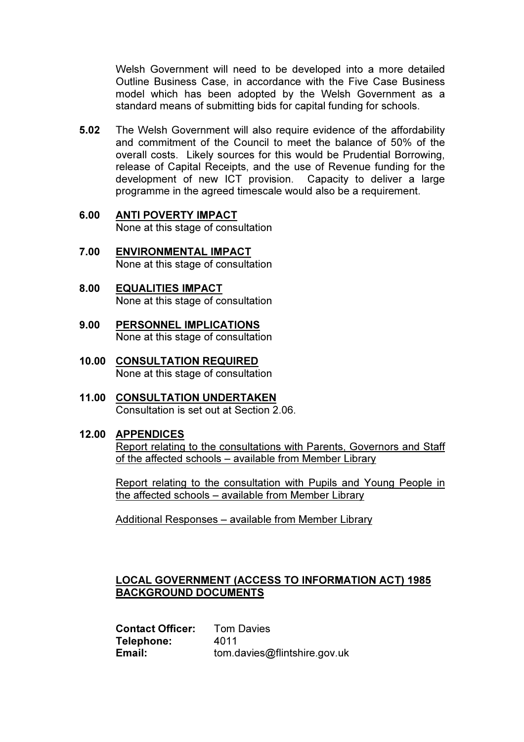Welsh Government will need to be developed into a more detailed Outline Business Case, in accordance with the Five Case Business model which has been adopted by the Welsh Government as a standard means of submitting bids for capital funding for schools.

**5.02** The Welsh Government will also require evidence of the affordability and commitment of the Council to meet the balance of 50% of the overall costs. Likely sources for this would be Prudential Borrowing, release of Capital Receipts, and the use of Revenue funding for the development of new ICT provision. Capacity to deliver a large programme in the agreed timescale would also be a requirement.

## 6.00 ANTI POVERTY IMPACT

None at this stage of consultation

## 7.00 ENVIRONMENTAL IMPACT

None at this stage of consultation

## 8.00 EQUALITIES IMPACT

None at this stage of consultation

## 9.00 PERSONNEL IMPLICATIONS

None at this stage of consultation

## 10.00 CONSULTATION REQUIRED

None at this stage of consultation

## 11.00 CONSULTATION UNDERTAKEN

Consultation is set out at Section 2.06.

## 12.00 APPENDICES

Report relating to the consultations with Parents, Governors and Staff of the affected schools – available from Member Library

Report relating to the consultation with Pupils and Young People in the affected schools – available from Member Library

Additional Responses – available from Member Library

**LOCAL GOVERNMENT (ACCESS TO INFORMATION ACT) 1985 BACKGROUND DOCUMENTS**

**Contact Officer:** Tom Davies
**Telephone:** 4011
**Email:** tom.davies@flintshire.gov.uk